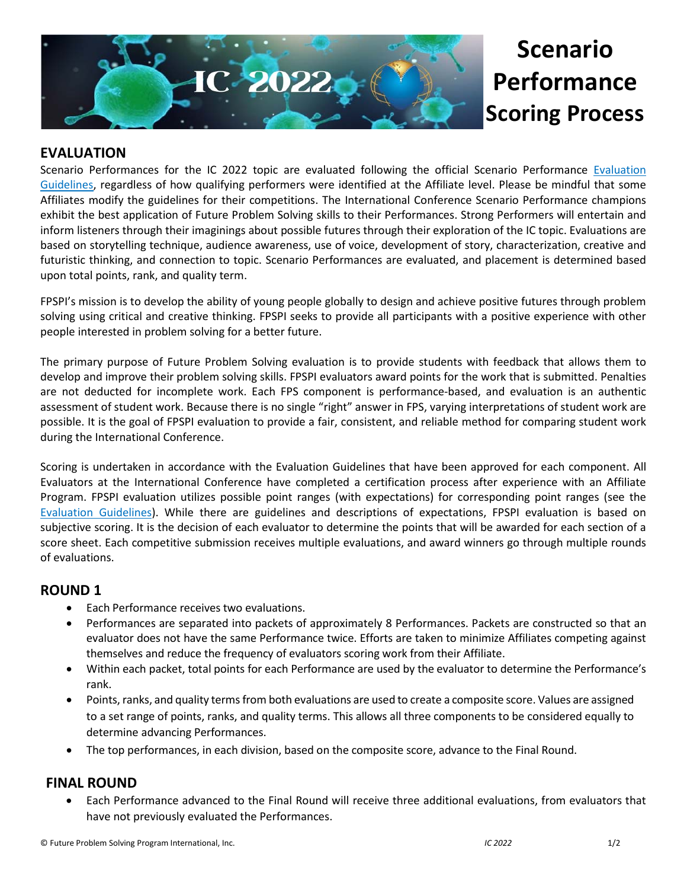# Scenario Performance Scoring Process

## EVALUATION

Scenario Performances for the IC 2022 topic are evaluated following the official Scenario Performance Evaluation Guidelines, regardless of how qualifying performers were identified at the Affiliate level. Please be mindful that some Affiliates modify the guidelines for their competitions. The International Conference Scenario Performance champions exhibit the best application of Future Problem Solving skills to their Performances. Strong Performers will entertain and inform listeners through their imaginings about possible futures through their exploration of the IC topic. Evaluations are based on storytelling technique, audience awareness, use of voice, development of story, characterization, creative and futuristic thinking, and connection to topic. Scenario Performances are evaluated, and placement is determined based upon total points, rank, and quality term.

FPSPI's mission is to develop the ability of young people globally to design and achieve positive futures through problem solving using critical and creative thinking. FPSPI seeks to provide all participants with a positive experience with other people interested in problem solving for a better future.

The primary purpose of Future Problem Solving evaluation is to provide students with feedback that allows them to develop and improve their problem solving skills. FPSPI evaluators award points for the work that is submitted. Penalties are not deducted for incomplete work. Each FPS component is performance-based, and evaluation is an authentic assessment of student work. Because there is no single "right" answer in FPS, varying interpretations of student work are possible. It is the goal of FPSPI evaluation to provide a fair, consistent, and reliable method for comparing student work during the International Conference.

Scoring is undertaken in accordance with the Evaluation Guidelines that have been approved for each component. All Evaluators at the International Conference have completed a certification process after experience with an Affiliate Program. FPSPI evaluation utilizes possible point ranges (with expectations) for corresponding point ranges (see the Evaluation Guidelines). While there are guidelines and descriptions of expectations, FPSPI evaluation is based on subjective scoring. It is the decision of each evaluator to determine the points that will be awarded for each section of a score sheet. Each competitive submission receives multiple evaluations, and award winners go through multiple rounds of evaluations.

## ROUND 1

- Each Performance receives two evaluations.
- Performances are separated into packets of approximately 8 Performances. Packets are constructed so that an evaluator does not have the same Performance twice. Efforts are taken to minimize Affiliates competing against themselves and reduce the frequency of evaluators scoring work from their Affiliate.
- Within each packet, total points for each Performance are used by the evaluator to determine the Performance's rank.
- Points, ranks, and quality terms from both evaluations are used to create a composite score. Values are assigned to a set range of points, ranks, and quality terms. This allows all three components to be considered equally to determine advancing Performances.
- The top performances, in each division, based on the composite score, advance to the Final Round.

## FINAL ROUND

- Each Performance advanced to the Final Round will receive three additional evaluations, from evaluators that have not previously evaluated the Performances.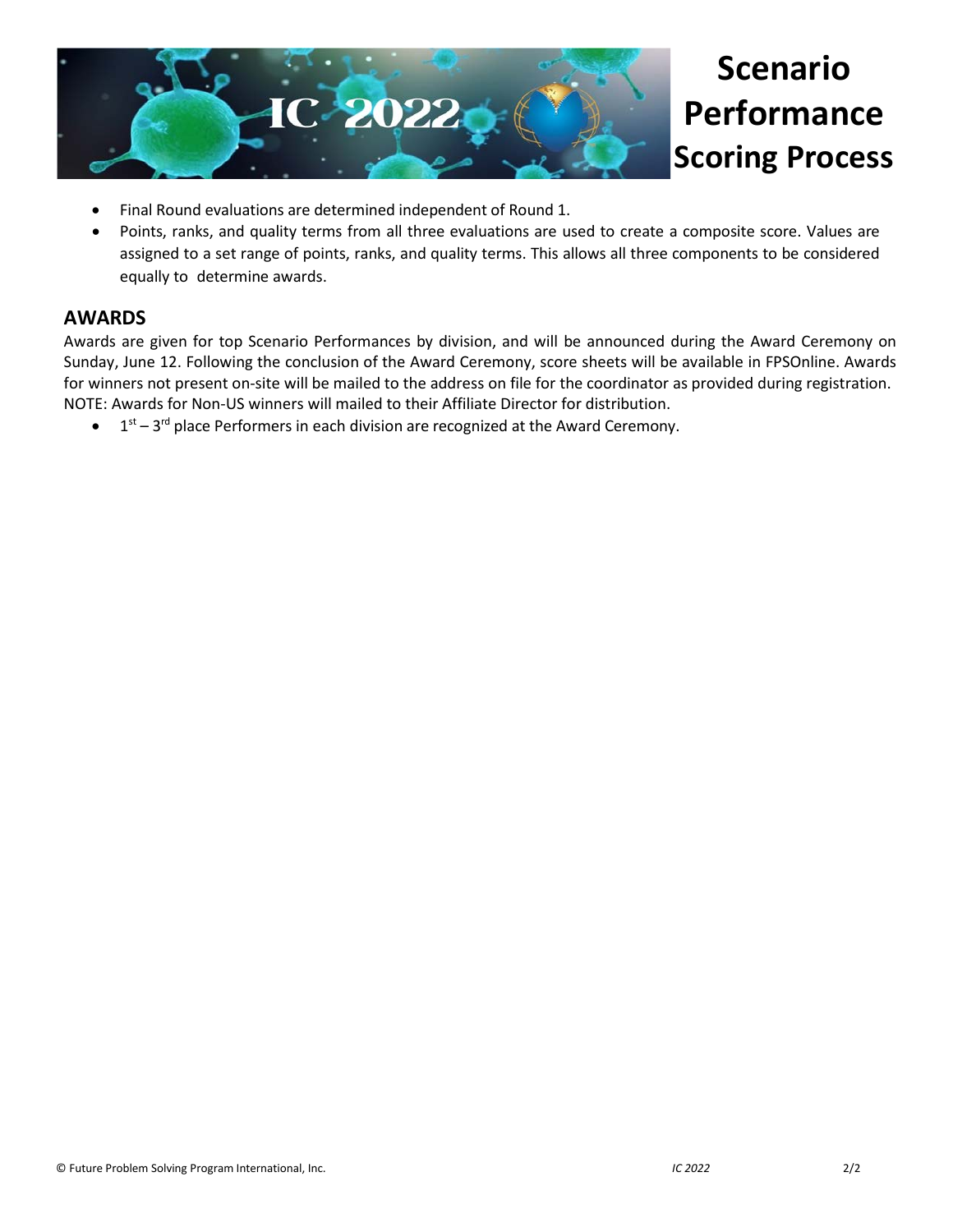# Scenario Performance Scoring Process

- Final Round evaluations are determined independent of Round 1.
- Points, ranks, and quality terms from all three evaluations are used to create a composite score. Values are assigned to a set range of points, ranks, and quality terms. This allows all three components to be considered equally to determine awards.

## AWARDS

Awards are given for top Scenario Performances by division, and will be announced during the Award Ceremony on Sunday, June 12. Following the conclusion of the Award Ceremony, score sheets will be available in FPSOnline. Awards for winners not present on-site will be mailed to the address on file for the coordinator as provided during registration. NOTE: Awards for Non-US winners will mailed to their Affiliate Director for distribution.

- 1st – 3rd place Performers in each division are recognized at the Award Ceremony.